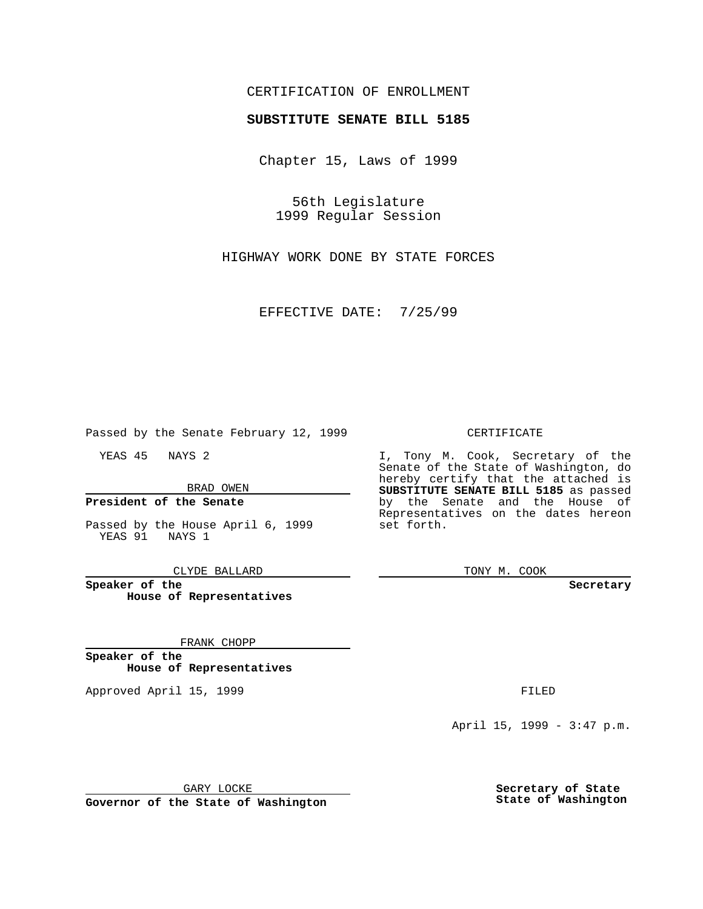CERTIFICATION OF ENROLLMENT

**SUBSTITUTE SENATE BILL 5185**

Chapter 15, Laws of 1999

56th Legislature
1999 Regular Session

HIGHWAY WORK DONE BY STATE FORCES

EFFECTIVE DATE: 7/25/99

Passed by the Senate February 12, 1999

YEAS 45 NAYS 2

BRAD OWEN

**President of the Senate**

Passed by the House April 6, 1999
YEAS 91 NAYS 1

CLYDE BALLARD

**Speaker of the House of Representatives**

FRANK CHOPP

**Speaker of the House of Representatives**

Approved April 15, 1999

GARY LOCKE

**Governor of the State of Washington**

CERTIFICATE

I, Tony M. Cook, Secretary of the Senate of the State of Washington, do hereby certify that the attached is **SUBSTITUTE SENATE BILL 5185** as passed by the Senate and the House of Representatives on the dates hereon set forth.

TONY M. COOK

**Secretary**

FILED

April 15, 1999 - 3:47 p.m.

**Secretary of State State of Washington**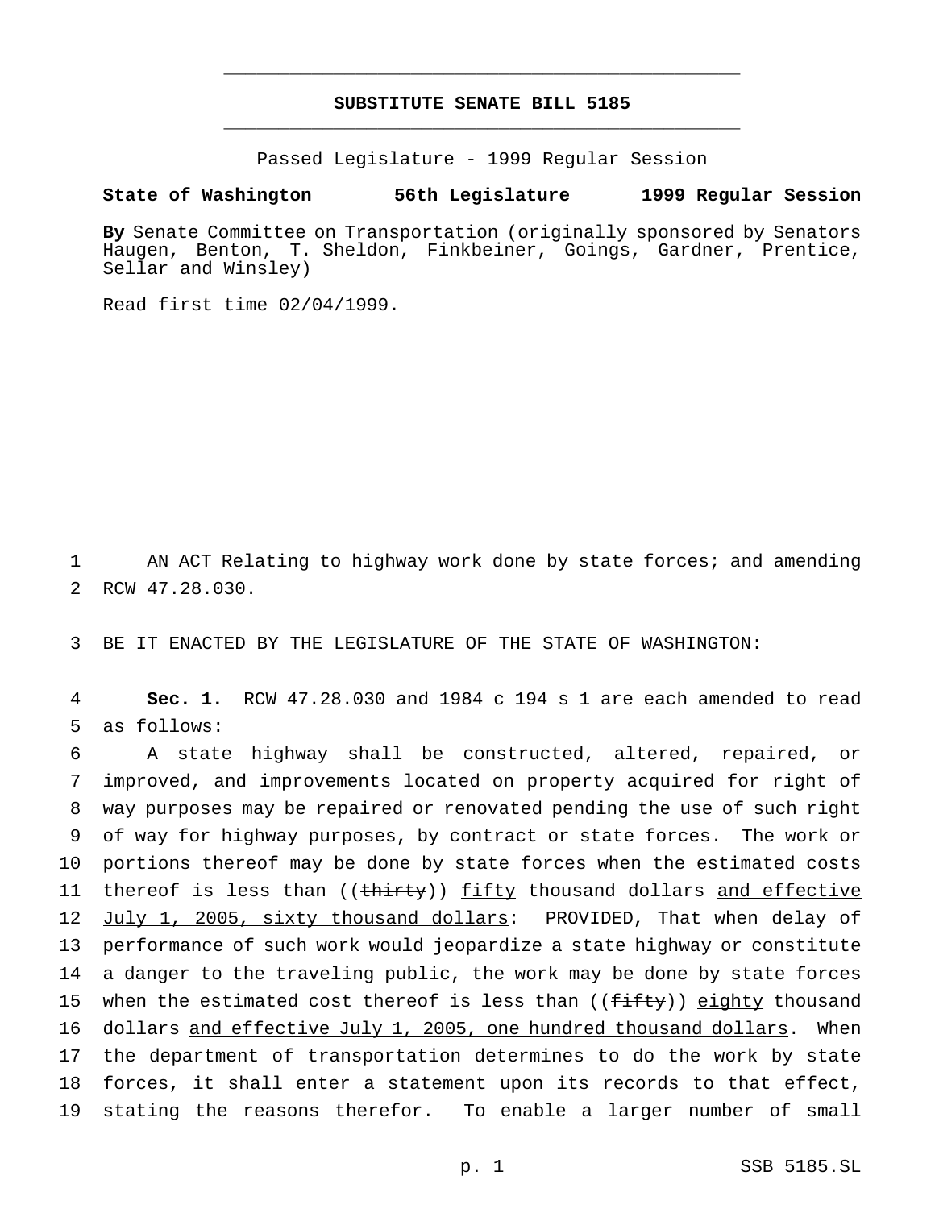# SUBSTITUTE SENATE BILL 5185

Passed Legislature - 1999 Regular Session

**State of Washington 56th Legislature 1999 Regular Session**

**By** Senate Committee on Transportation (originally sponsored by Senators Haugen, Benton, T. Sheldon, Finkbeiner, Goings, Gardner, Prentice, Sellar and Winsley)

Read first time 02/04/1999.

1 AN ACT Relating to highway work done by state forces; and amending
2 RCW 47.28.030.

3 BE IT ENACTED BY THE LEGISLATURE OF THE STATE OF WASHINGTON:

4 **Sec. 1.** RCW 47.28.030 and 1984 c 194 s 1 are each amended to read
5 as follows:

6 A state highway shall be constructed, altered, repaired, or
7 improved, and improvements located on property acquired for right of
8 way purposes may be repaired or renovated pending the use of such right
9 of way for highway purposes, by contract or state forces. The work or
10 portions thereof may be done by state forces when the estimated costs
11 thereof is less than ((~~thirty~~)) <u>fifty</u> thousand dollars <u>and effective</u>
12 <u>July 1, 2005, sixty thousand dollars</u>: PROVIDED, That when delay of
13 performance of such work would jeopardize a state highway or constitute
14 a danger to the traveling public, the work may be done by state forces
15 when the estimated cost thereof is less than ((~~fifty~~)) <u>eighty</u> thousand
16 dollars <u>and effective July 1, 2005, one hundred thousand dollars</u>. When
17 the department of transportation determines to do the work by state
18 forces, it shall enter a statement upon its records to that effect,
19 stating the reasons therefor. To enable a larger number of small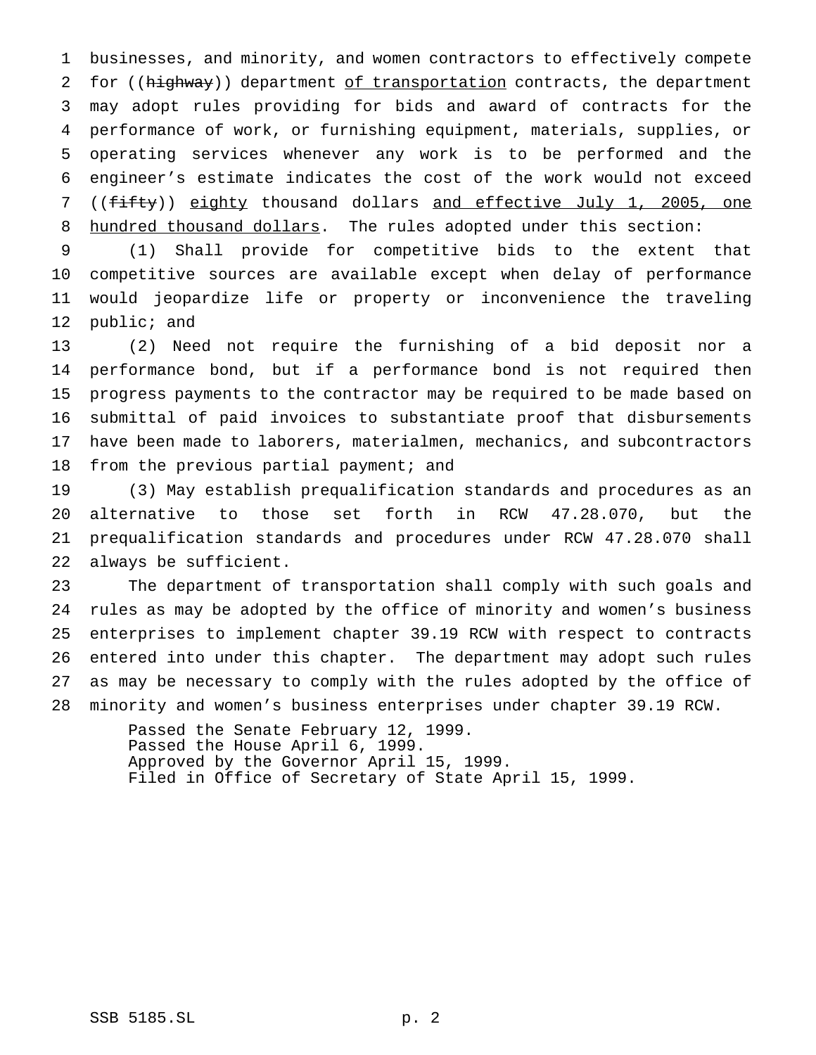businesses, and minority, and women contractors to effectively compete for ((~~highway~~)) department <u>of transportation</u> contracts, the department may adopt rules providing for bids and award of contracts for the performance of work, or furnishing equipment, materials, supplies, or operating services whenever any work is to be performed and the engineer's estimate indicates the cost of the work would not exceed ((~~fifty~~)) <u>eighty</u> thousand dollars <u>and effective July 1, 2005, one hundred thousand dollars</u>. The rules adopted under this section:

(1) Shall provide for competitive bids to the extent that competitive sources are available except when delay of performance would jeopardize life or property or inconvenience the traveling public; and

(2) Need not require the furnishing of a bid deposit nor a performance bond, but if a performance bond is not required then progress payments to the contractor may be required to be made based on submittal of paid invoices to substantiate proof that disbursements have been made to laborers, materialmen, mechanics, and subcontractors from the previous partial payment; and

(3) May establish prequalification standards and procedures as an alternative to those set forth in RCW 47.28.070, but the prequalification standards and procedures under RCW 47.28.070 shall always be sufficient.

The department of transportation shall comply with such goals and rules as may be adopted by the office of minority and women's business enterprises to implement chapter 39.19 RCW with respect to contracts entered into under this chapter. The department may adopt such rules as may be necessary to comply with the rules adopted by the office of minority and women's business enterprises under chapter 39.19 RCW.

Passed the Senate February 12, 1999.
Passed the House April 6, 1999.
Approved by the Governor April 15, 1999.
Filed in Office of Secretary of State April 15, 1999.